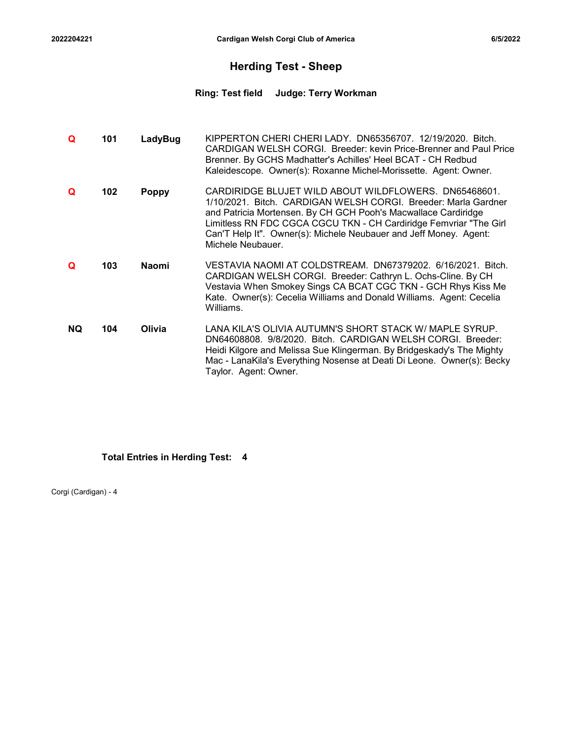# Herding Test - Sheep

**Ring: Test field    Judge: Terry Workman**

| | | | |
|---|---|---|---|
| **Q** | **101** | **LadyBug** | KIPPERTON CHERI CHERI LADY. DN65356707. 12/19/2020. Bitch. CARDIGAN WELSH CORGI. Breeder: kevin Price-Brenner and Paul Price Brenner. By GCHS Madhatter's Achilles' Heel BCAT - CH Redbud Kaleidescope. Owner(s): Roxanne Michel-Morissette. Agent: Owner. |
| **Q** | **102** | **Poppy** | CARDIRIDGE BLUJET WILD ABOUT WILDFLOWERS. DN65468601. 1/10/2021. Bitch. CARDIGAN WELSH CORGI. Breeder: Marla Gardner and Patricia Mortensen. By CH GCH Pooh's Macwallace Cardiridge Limitless RN FDC CGCA CGCU TKN - CH Cardiridge Femvriar "The Girl Can'T Help It". Owner(s): Michele Neubauer and Jeff Money. Agent: Michele Neubauer. |
| **Q** | **103** | **Naomi** | VESTAVIA NAOMI AT COLDSTREAM. DN67379202. 6/16/2021. Bitch. CARDIGAN WELSH CORGI. Breeder: Cathryn L. Ochs-Cline. By CH Vestavia When Smokey Sings CA BCAT CGC TKN - GCH Rhys Kiss Me Kate. Owner(s): Cecelia Williams and Donald Williams. Agent: Cecelia Williams. |
| **NQ** | **104** | **Olivia** | LANA KILA'S OLIVIA AUTUMN'S SHORT STACK W/ MAPLE SYRUP. DN64608808. 9/8/2020. Bitch. CARDIGAN WELSH CORGI. Breeder: Heidi Kilgore and Melissa Sue Klingerman. By Bridgeskady's The Mighty Mac - LanaKila's Everything Nosense at Deati Di Leone. Owner(s): Becky Taylor. Agent: Owner. |

**Total Entries in Herding Test: 4**

Corgi (Cardigan) - 4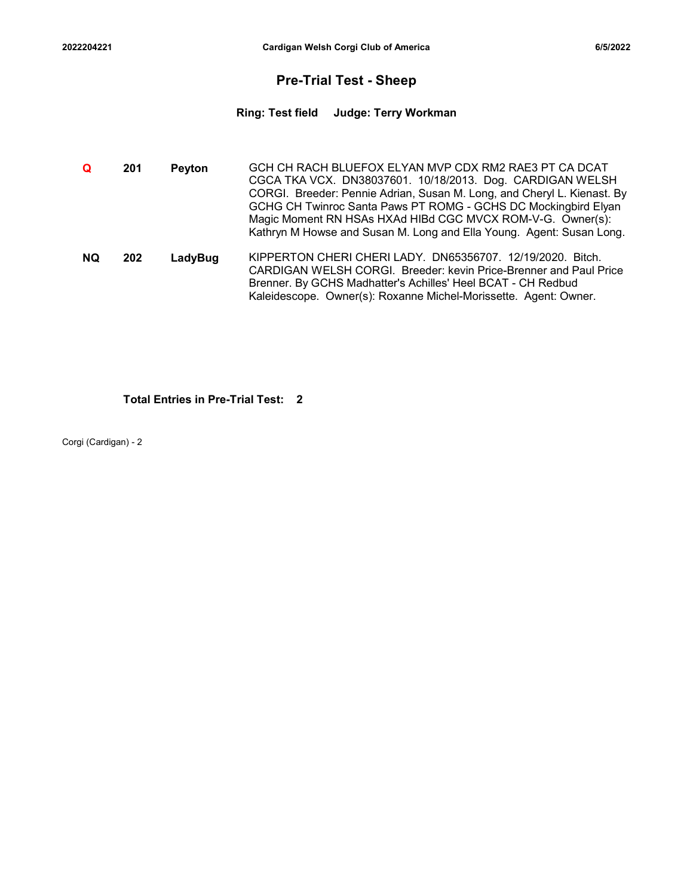## Pre-Trial Test - Sheep

**Ring: Test field     Judge: Terry Workman**

| | | | |
|---|---|---|---|
| **Q** | **201** | **Peyton** | GCH CH RACH BLUEFOX ELYAN MVP CDX RM2 RAE3 PT CA DCAT CGCA TKA VCX. DN38037601. 10/18/2013. Dog. CARDIGAN WELSH CORGI. Breeder: Pennie Adrian, Susan M. Long, and Cheryl L. Kienast. By GCHG CH Twinroc Santa Paws PT ROMG - GCHS DC Mockingbird Elyan Magic Moment RN HSAs HXAd HIBd CGC MVCX ROM-V-G. Owner(s): Kathryn M Howse and Susan M. Long and Ella Young. Agent: Susan Long. |
| **NQ** | **202** | **LadyBug** | KIPPERTON CHERI CHERI LADY. DN65356707. 12/19/2020. Bitch. CARDIGAN WELSH CORGI. Breeder: kevin Price-Brenner and Paul Price Brenner. By GCHS Madhatter's Achilles' Heel BCAT - CH Redbud Kaleidescope. Owner(s): Roxanne Michel-Morissette. Agent: Owner. |

**Total Entries in Pre-Trial Test: 2**

Corgi (Cardigan) - 2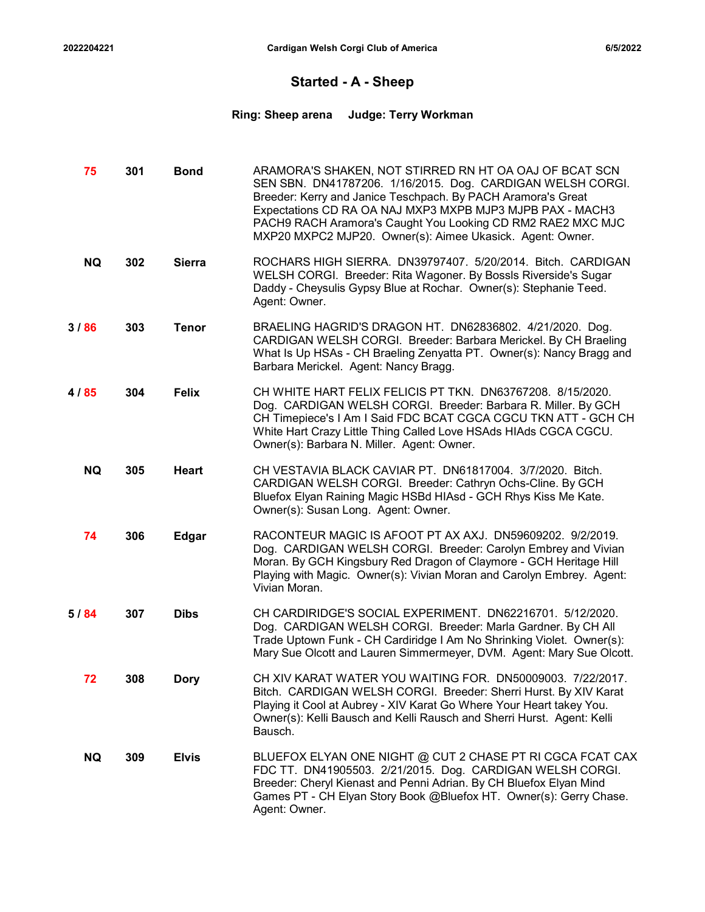# Started - A - Sheep

**Ring: Sheep arena     Judge: Terry Workman**

| Placement/Score | Armband | Call Name | Details |
|---|---|---|---|
| 75 | 301 | Bond | ARAMORA'S SHAKEN, NOT STIRRED RN HT OA OAJ OF BCAT SCN SEN SBN. DN41787206. 1/16/2015. Dog. CARDIGAN WELSH CORGI. Breeder: Kerry and Janice Teschpach. By PACH Aramora's Great Expectations CD RA OA NAJ MXP3 MXPB MJP3 MJPB PAX - MACH3 PACH9 RACH Aramora's Caught You Looking CD RM2 RAE2 MXC MJC MXP20 MXPC2 MJP20. Owner(s): Aimee Ukasick. Agent: Owner. |
| NQ | 302 | Sierra | ROCHARS HIGH SIERRA. DN39797407. 5/20/2014. Bitch. CARDIGAN WELSH CORGI. Breeder: Rita Wagoner. By Bossls Riverside's Sugar Daddy - Cheysulis Gypsy Blue at Rochar. Owner(s): Stephanie Teed. Agent: Owner. |
| 3 / 86 | 303 | Tenor | BRAELING HAGRID'S DRAGON HT. DN62836802. 4/21/2020. Dog. CARDIGAN WELSH CORGI. Breeder: Barbara Merickel. By CH Braeling What Is Up HSAs - CH Braeling Zenyatta PT. Owner(s): Nancy Bragg and Barbara Merickel. Agent: Nancy Bragg. |
| 4 / 85 | 304 | Felix | CH WHITE HART FELIX FELICIS PT TKN. DN63767208. 8/15/2020. Dog. CARDIGAN WELSH CORGI. Breeder: Barbara R. Miller. By GCH CH Timepiece's I Am I Said FDC BCAT CGCA CGCU TKN ATT - GCH CH White Hart Crazy Little Thing Called Love HSAds HIAds CGCA CGCU. Owner(s): Barbara N. Miller. Agent: Owner. |
| NQ | 305 | Heart | CH VESTAVIA BLACK CAVIAR PT. DN61817004. 3/7/2020. Bitch. CARDIGAN WELSH CORGI. Breeder: Cathryn Ochs-Cline. By GCH Bluefox Elyan Raining Magic HSBd HIAsd - GCH Rhys Kiss Me Kate. Owner(s): Susan Long. Agent: Owner. |
| 74 | 306 | Edgar | RACONTEUR MAGIC IS AFOOT PT AX AXJ. DN59609202. 9/2/2019. Dog. CARDIGAN WELSH CORGI. Breeder: Carolyn Embrey and Vivian Moran. By GCH Kingsbury Red Dragon of Claymore - GCH Heritage Hill Playing with Magic. Owner(s): Vivian Moran and Carolyn Embrey. Agent: Vivian Moran. |
| 5 / 84 | 307 | Dibs | CH CARDIRIDGE'S SOCIAL EXPERIMENT. DN62216701. 5/12/2020. Dog. CARDIGAN WELSH CORGI. Breeder: Marla Gardner. By CH All Trade Uptown Funk - CH Cardiridge I Am No Shrinking Violet. Owner(s): Mary Sue Olcott and Lauren Simmermeyer, DVM. Agent: Mary Sue Olcott. |
| 72 | 308 | Dory | CH XIV KARAT WATER YOU WAITING FOR. DN50009003. 7/22/2017. Bitch. CARDIGAN WELSH CORGI. Breeder: Sherri Hurst. By XIV Karat Playing it Cool at Aubrey - XIV Karat Go Where Your Heart takey You. Owner(s): Kelli Bausch and Kelli Rausch and Sherri Hurst. Agent: Kelli Bausch. |
| NQ | 309 | Elvis | BLUEFOX ELYAN ONE NIGHT @ CUT 2 CHASE PT RI CGCA FCAT CAX FDC TT. DN41905503. 2/21/2015. Dog. CARDIGAN WELSH CORGI. Breeder: Cheryl Kienast and Penni Adrian. By CH Bluefox Elyan Mind Games PT - CH Elyan Story Book @Bluefox HT. Owner(s): Gerry Chase. Agent: Owner. |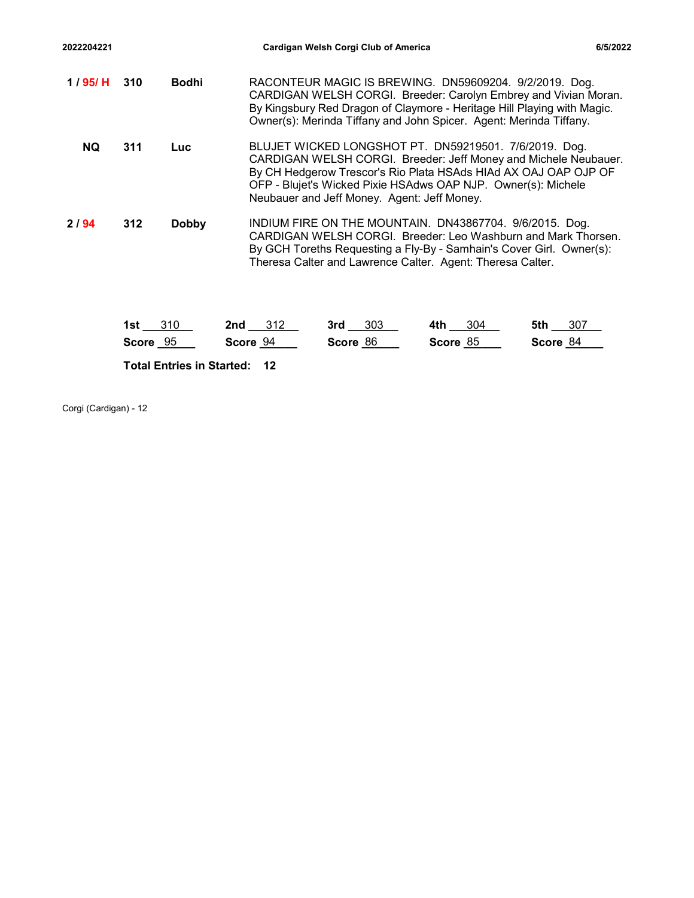| Placement | Armband | Call Name | Details |
|---|---|---|---|
| 1 / 95/ H | 310 | Bodhi | RACONTEUR MAGIC IS BREWING. DN59609204. 9/2/2019. Dog. CARDIGAN WELSH CORGI. Breeder: Carolyn Embrey and Vivian Moran. By Kingsbury Red Dragon of Claymore - Heritage Hill Playing with Magic. Owner(s): Merinda Tiffany and John Spicer. Agent: Merinda Tiffany. |
| NQ | 311 | Luc | BLUJET WICKED LONGSHOT PT. DN59219501. 7/6/2019. Dog. CARDIGAN WELSH CORGI. Breeder: Jeff Money and Michele Neubauer. By CH Hedgerow Trescor's Rio Plata HSAds HIAd AX OAJ OAP OJP OF OFP - Blujet's Wicked Pixie HSAdws OAP NJP. Owner(s): Michele Neubauer and Jeff Money. Agent: Jeff Money. |
| 2 / 94 | 312 | Dobby | INDIUM FIRE ON THE MOUNTAIN. DN43867704. 9/6/2015. Dog. CARDIGAN WELSH CORGI. Breeder: Leo Washburn and Mark Thorsen. By GCH Toreths Requesting a Fly-By - Samhain's Cover Girl. Owner(s): Theresa Calter and Lawrence Calter. Agent: Theresa Calter. |

| 1st 310 | 2nd 312 | 3rd 303 | 4th 304 | 5th 307 |
|---|---|---|---|---|
| Score 95 | Score 94 | Score 86 | Score 85 | Score 84 |

**Total Entries in Started: 12**

Corgi (Cardigan) - 12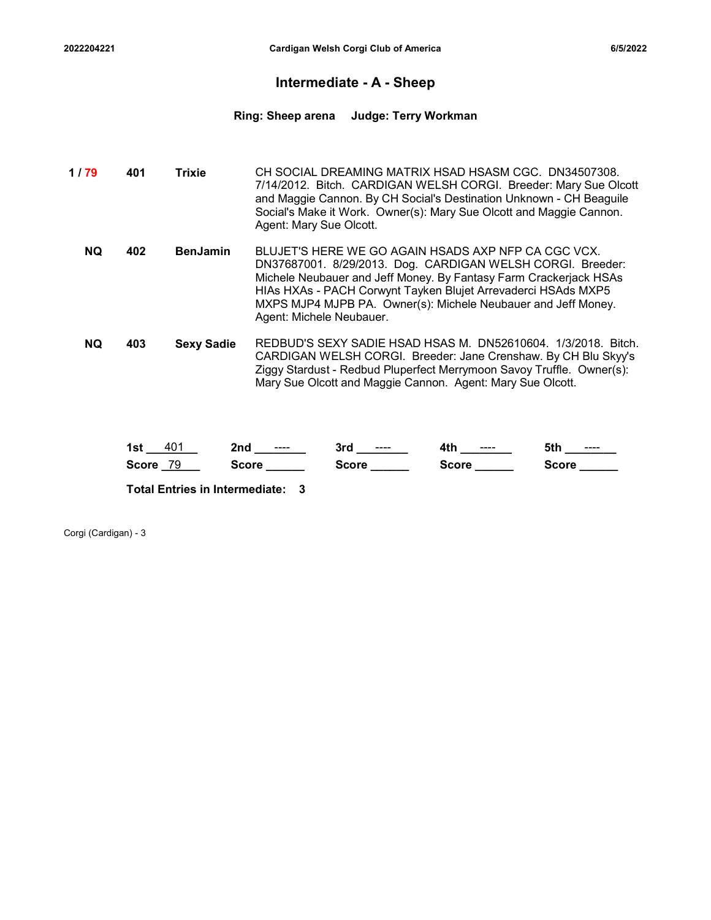# Intermediate - A - Sheep

**Ring: Sheep arena    Judge: Terry Workman**

| Place | No. | Call Name | Details |
|---|---|---|---|
| 1 / 79 | 401 | Trixie | CH SOCIAL DREAMING MATRIX HSAD HSASM CGC. DN34507308. 7/14/2012. Bitch. CARDIGAN WELSH CORGI. Breeder: Mary Sue Olcott and Maggie Cannon. By CH Social's Destination Unknown - CH Beaguile Social's Make it Work. Owner(s): Mary Sue Olcott and Maggie Cannon. Agent: Mary Sue Olcott. |
| NQ | 402 | BenJamin | BLUJET'S HERE WE GO AGAIN HSADS AXP NFP CA CGC VCX. DN37687001. 8/29/2013. Dog. CARDIGAN WELSH CORGI. Breeder: Michele Neubauer and Jeff Money. By Fantasy Farm Crackerjack HSAs HIAs HXAs - PACH Corwynt Tayken Blujet Arrevaderci HSAds MXP5 MXPS MJP4 MJPB PA. Owner(s): Michele Neubauer and Jeff Money. Agent: Michele Neubauer. |
| NQ | 403 | Sexy Sadie | REDBUD'S SEXY SADIE HSAD HSAS M. DN52610604. 1/3/2018. Bitch. CARDIGAN WELSH CORGI. Breeder: Jane Crenshaw. By CH Blu Skyy's Ziggy Stardust - Redbud Pluperfect Merrymoon Savoy Truffle. Owner(s): Mary Sue Olcott and Maggie Cannon. Agent: Mary Sue Olcott. |

| 1st | 2nd | 3rd | 4th | 5th |
|---|---|---|---|---|
| 401 | ---- | ---- | ---- | ---- |
| Score 79 | Score | Score | Score | Score |

**Total Entries in Intermediate: 3**

Corgi (Cardigan) - 3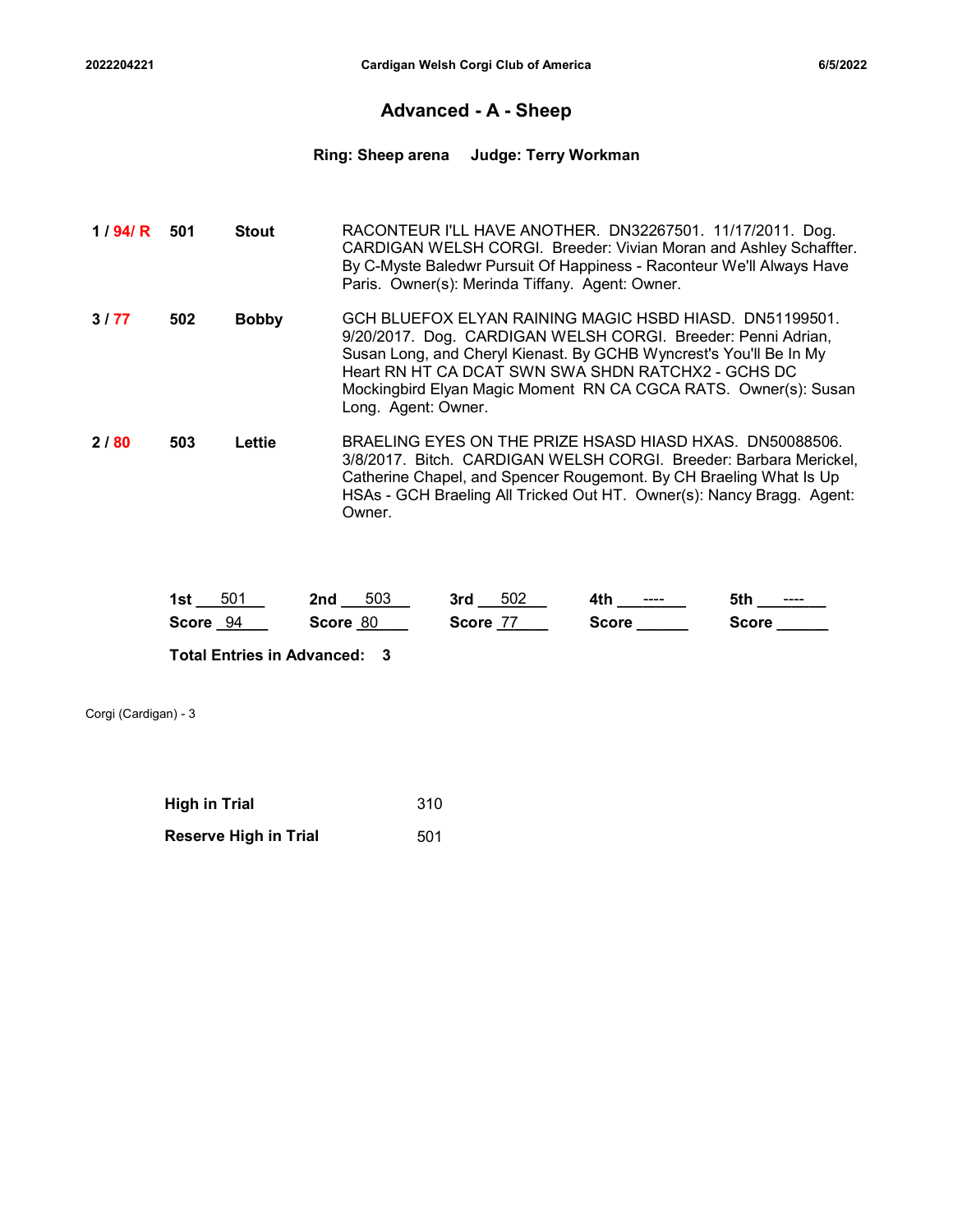# Advanced - A - Sheep

**Ring: Sheep arena Judge: Terry Workman**

| Place/Score | No. | Name | Details |
|---|---|---|---|
| **1 / 94/ R** | **501** | **Stout** | RACONTEUR I'LL HAVE ANOTHER. DN32267501. 11/17/2011. Dog. CARDIGAN WELSH CORGI. Breeder: Vivian Moran and Ashley Schaffter. By C-Myste Baledwr Pursuit Of Happiness - Raconteur We'll Always Have Paris. Owner(s): Merinda Tiffany. Agent: Owner. |
| **3 / 77** | **502** | **Bobby** | GCH BLUEFOX ELYAN RAINING MAGIC HSBD HIASD. DN51199501. 9/20/2017. Dog. CARDIGAN WELSH CORGI. Breeder: Penni Adrian, Susan Long, and Cheryl Kienast. By GCHB Wyncrest's You'll Be In My Heart RN HT CA DCAT SWN SWA SHDN RATCHX2 - GCHS DC Mockingbird Elyan Magic Moment RN CA CGCA RATS. Owner(s): Susan Long. Agent: Owner. |
| **2 / 80** | **503** | **Lettie** | BRAELING EYES ON THE PRIZE HSASD HIASD HXAS. DN50088506. 3/8/2017. Bitch. CARDIGAN WELSH CORGI. Breeder: Barbara Merickel, Catherine Chapel, and Spencer Rougemont. By CH Braeling What Is Up HSAs - GCH Braeling All Tricked Out HT. Owner(s): Nancy Bragg. Agent: Owner. |

| | 1st | 2nd | 3rd | 4th | 5th |
|---|---|---|---|---|---|
| Entry | 501 | 503 | 502 | ---- | ---- |
| Score | 94 | 80 | 77 | | |

**Total Entries in Advanced: 3**

Corgi (Cardigan) - 3

**High in Trial** 310

**Reserve High in Trial** 501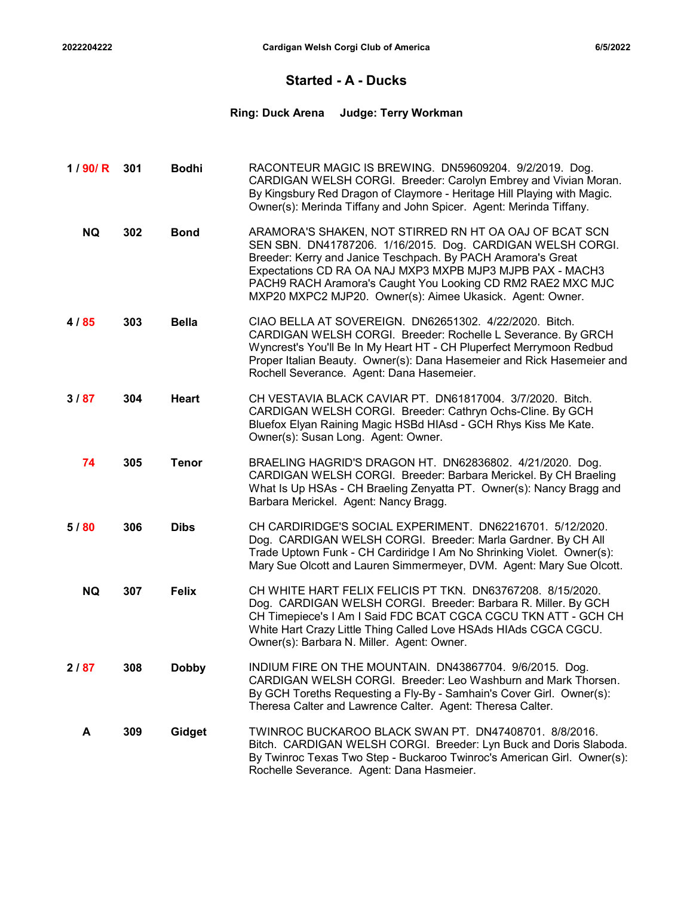## Started - A - Ducks

**Ring: Duck Arena     Judge: Terry Workman**

| Placement | Armband | Call Name | Entry |
|---|---|---|---|
| 1 / 90/ R | 301 | Bodhi | RACONTEUR MAGIC IS BREWING. DN59609204. 9/2/2019. Dog. CARDIGAN WELSH CORGI. Breeder: Carolyn Embrey and Vivian Moran. By Kingsbury Red Dragon of Claymore - Heritage Hill Playing with Magic. Owner(s): Merinda Tiffany and John Spicer. Agent: Merinda Tiffany. |
| NQ | 302 | Bond | ARAMORA'S SHAKEN, NOT STIRRED RN HT OA OAJ OF BCAT SCN SEN SBN. DN41787206. 1/16/2015. Dog. CARDIGAN WELSH CORGI. Breeder: Kerry and Janice Teschpach. By PACH Aramora's Great Expectations CD RA OA NAJ MXP3 MXPB MJP3 MJPB PAX - MACH3 PACH9 RACH Aramora's Caught You Looking CD RM2 RAE2 MXC MJC MXP20 MXPC2 MJP20. Owner(s): Aimee Ukasick. Agent: Owner. |
| 4 / 85 | 303 | Bella | CIAO BELLA AT SOVEREIGN. DN62651302. 4/22/2020. Bitch. CARDIGAN WELSH CORGI. Breeder: Rochelle L Severance. By GRCH Wyncrest's You'll Be In My Heart HT - CH Pluperfect Merrymoon Redbud Proper Italian Beauty. Owner(s): Dana Hasemeier and Rick Hasemeier and Rochell Severance. Agent: Dana Hasemeier. |
| 3 / 87 | 304 | Heart | CH VESTAVIA BLACK CAVIAR PT. DN61817004. 3/7/2020. Bitch. CARDIGAN WELSH CORGI. Breeder: Cathryn Ochs-Cline. By GCH Bluefox Elyan Raining Magic HSBd HIAsd - GCH Rhys Kiss Me Kate. Owner(s): Susan Long. Agent: Owner. |
| 74 | 305 | Tenor | BRAELING HAGRID'S DRAGON HT. DN62836802. 4/21/2020. Dog. CARDIGAN WELSH CORGI. Breeder: Barbara Merickel. By CH Braeling What Is Up HSAs - CH Braeling Zenyatta PT. Owner(s): Nancy Bragg and Barbara Merickel. Agent: Nancy Bragg. |
| 5 / 80 | 306 | Dibs | CH CARDIRIDGE'S SOCIAL EXPERIMENT. DN62216701. 5/12/2020. Dog. CARDIGAN WELSH CORGI. Breeder: Marla Gardner. By CH All Trade Uptown Funk - CH Cardiridge I Am No Shrinking Violet. Owner(s): Mary Sue Olcott and Lauren Simmermeyer, DVM. Agent: Mary Sue Olcott. |
| NQ | 307 | Felix | CH WHITE HART FELIX FELICIS PT TKN. DN63767208. 8/15/2020. Dog. CARDIGAN WELSH CORGI. Breeder: Barbara R. Miller. By GCH CH Timepiece's I Am I Said FDC BCAT CGCA CGCU TKN ATT - GCH CH White Hart Crazy Little Thing Called Love HSAds HIAds CGCA CGCU. Owner(s): Barbara N. Miller. Agent: Owner. |
| 2 / 87 | 308 | Dobby | INDIUM FIRE ON THE MOUNTAIN. DN43867704. 9/6/2015. Dog. CARDIGAN WELSH CORGI. Breeder: Leo Washburn and Mark Thorsen. By GCH Toreths Requesting a Fly-By - Samhain's Cover Girl. Owner(s): Theresa Calter and Lawrence Calter. Agent: Theresa Calter. |
| A | 309 | Gidget | TWINROC BUCKAROO BLACK SWAN PT. DN47408701. 8/8/2016. Bitch. CARDIGAN WELSH CORGI. Breeder: Lyn Buck and Doris Slaboda. By Twinroc Texas Two Step - Buckaroo Twinroc's American Girl. Owner(s): Rochelle Severance. Agent: Dana Hasmeier. |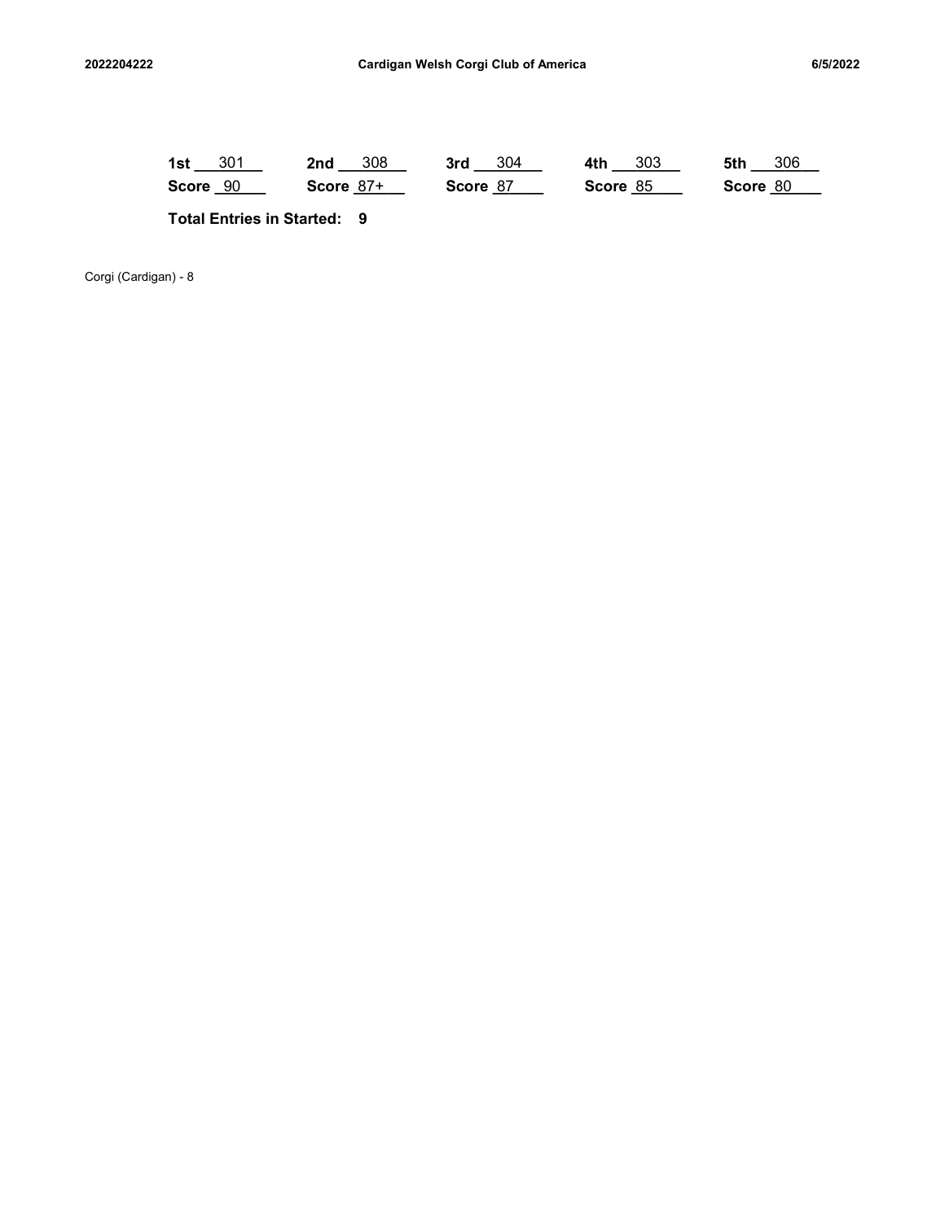| 1st 301 | 2nd 308 | 3rd 304 | 4th 303 | 5th 306 |
|---|---|---|---|---|
| Score 90 | Score 87+ | Score 87 | Score 85 | Score 80 |

**Total Entries in Started: 9**

Corgi (Cardigan) - 8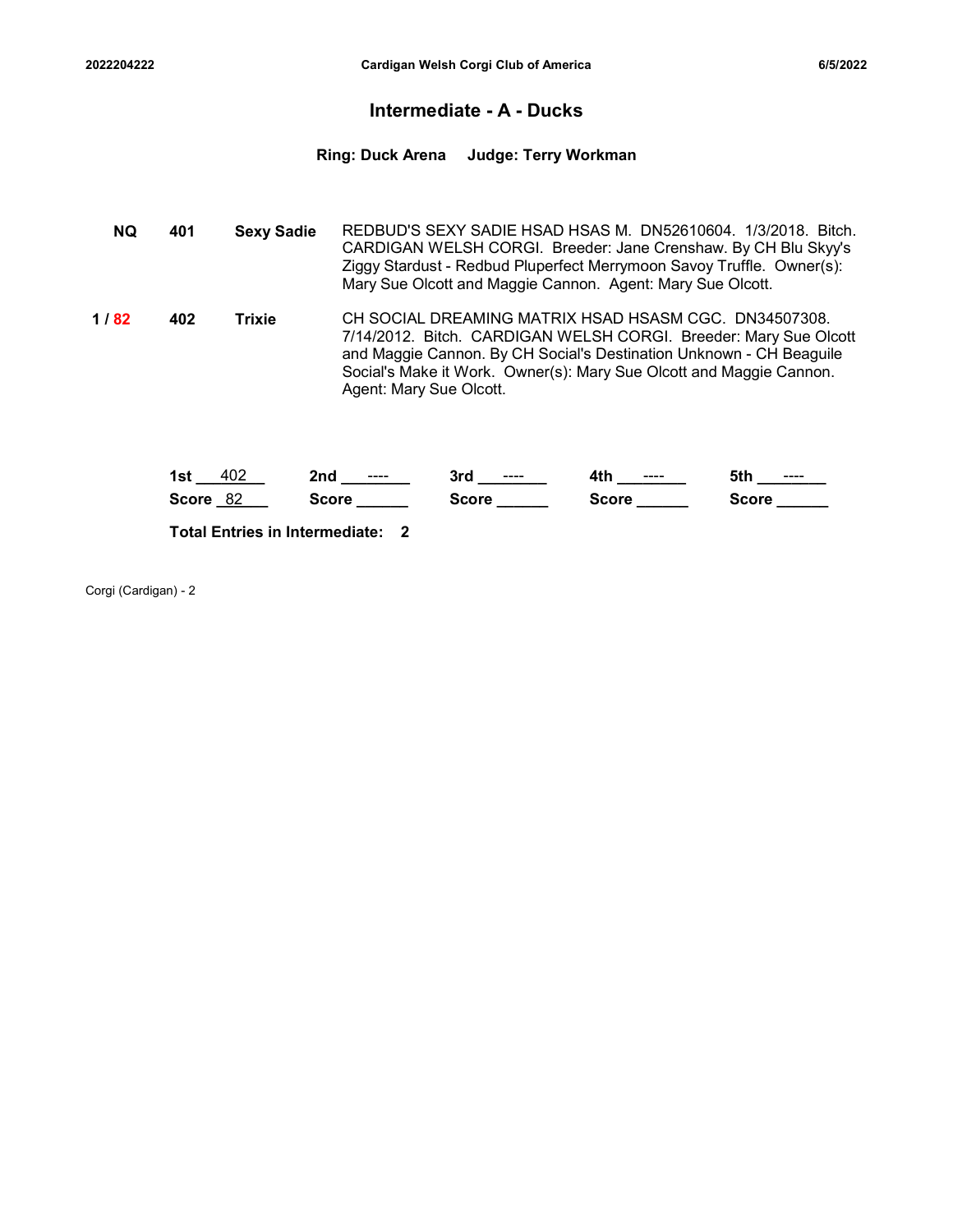## Intermediate - A - Ducks

**Ring: Duck Arena    Judge: Terry Workman**

| Placement | Number | Call Name | Details |
|---|---|---|---|
| **NQ** | **401** | **Sexy Sadie** | REDBUD'S SEXY SADIE HSAD HSAS M. DN52610604. 1/3/2018. Bitch. CARDIGAN WELSH CORGI. Breeder: Jane Crenshaw. By CH Blu Skyy's Ziggy Stardust - Redbud Pluperfect Merrymoon Savoy Truffle. Owner(s): Mary Sue Olcott and Maggie Cannon. Agent: Mary Sue Olcott. |
| **1 / 82** | **402** | **Trixie** | CH SOCIAL DREAMING MATRIX HSAD HSASM CGC. DN34507308. 7/14/2012. Bitch. CARDIGAN WELSH CORGI. Breeder: Mary Sue Olcott and Maggie Cannon. By CH Social's Destination Unknown - CH Beaguile Social's Make it Work. Owner(s): Mary Sue Olcott and Maggie Cannon. Agent: Mary Sue Olcott. |

| 1st | 2nd | 3rd | 4th | 5th |
|---|---|---|---|---|
| 402 | ---- | ---- | ---- | ---- |
| Score 82 | Score | Score | Score | Score |

**Total Entries in Intermediate: 2**

Corgi (Cardigan) - 2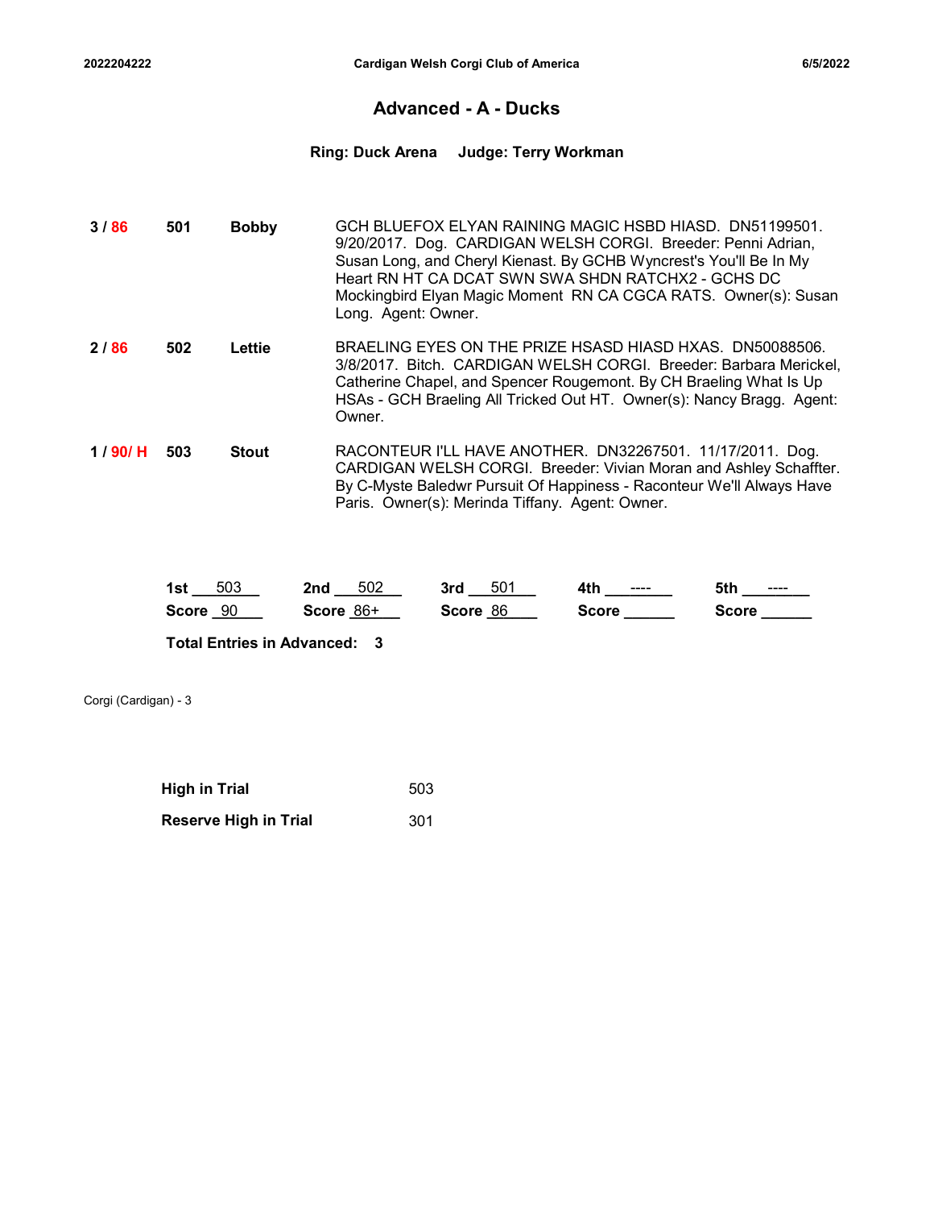## Advanced - A - Ducks

**Ring: Duck Arena    Judge: Terry Workman**

| Placement | Number | Name | Details |
|---|---|---|---|
| 3 / 86 | 501 | Bobby | GCH BLUEFOX ELYAN RAINING MAGIC HSBD HIASD. DN51199501. 9/20/2017. Dog. CARDIGAN WELSH CORGI. Breeder: Penni Adrian, Susan Long, and Cheryl Kienast. By GCHB Wyncrest's You'll Be In My Heart RN HT CA DCAT SWN SWA SHDN RATCHX2 - GCHS DC Mockingbird Elyan Magic Moment RN CA CGCA RATS. Owner(s): Susan Long. Agent: Owner. |
| 2 / 86 | 502 | Lettie | BRAELING EYES ON THE PRIZE HSASD HIASD HXAS. DN50088506. 3/8/2017. Bitch. CARDIGAN WELSH CORGI. Breeder: Barbara Merickel, Catherine Chapel, and Spencer Rougemont. By CH Braeling What Is Up HSAs - GCH Braeling All Tricked Out HT. Owner(s): Nancy Bragg. Agent: Owner. |
| 1 / 90/ H | 503 | Stout | RACONTEUR I'LL HAVE ANOTHER. DN32267501. 11/17/2011. Dog. CARDIGAN WELSH CORGI. Breeder: Vivian Moran and Ashley Schaffter. By C-Myste Baledwr Pursuit Of Happiness - Raconteur We'll Always Have Paris. Owner(s): Merinda Tiffany. Agent: Owner. |

| 1st | 2nd | 3rd | 4th | 5th |
|---|---|---|---|---|
| 503 | 502 | 501 | ---- | ---- |
| Score 90 | Score 86+ | Score 86 | Score | Score |

**Total Entries in Advanced: 3**

Corgi (Cardigan) - 3

| | |
|---|---|
| **High in Trial** | 503 |
| **Reserve High in Trial** | 301 |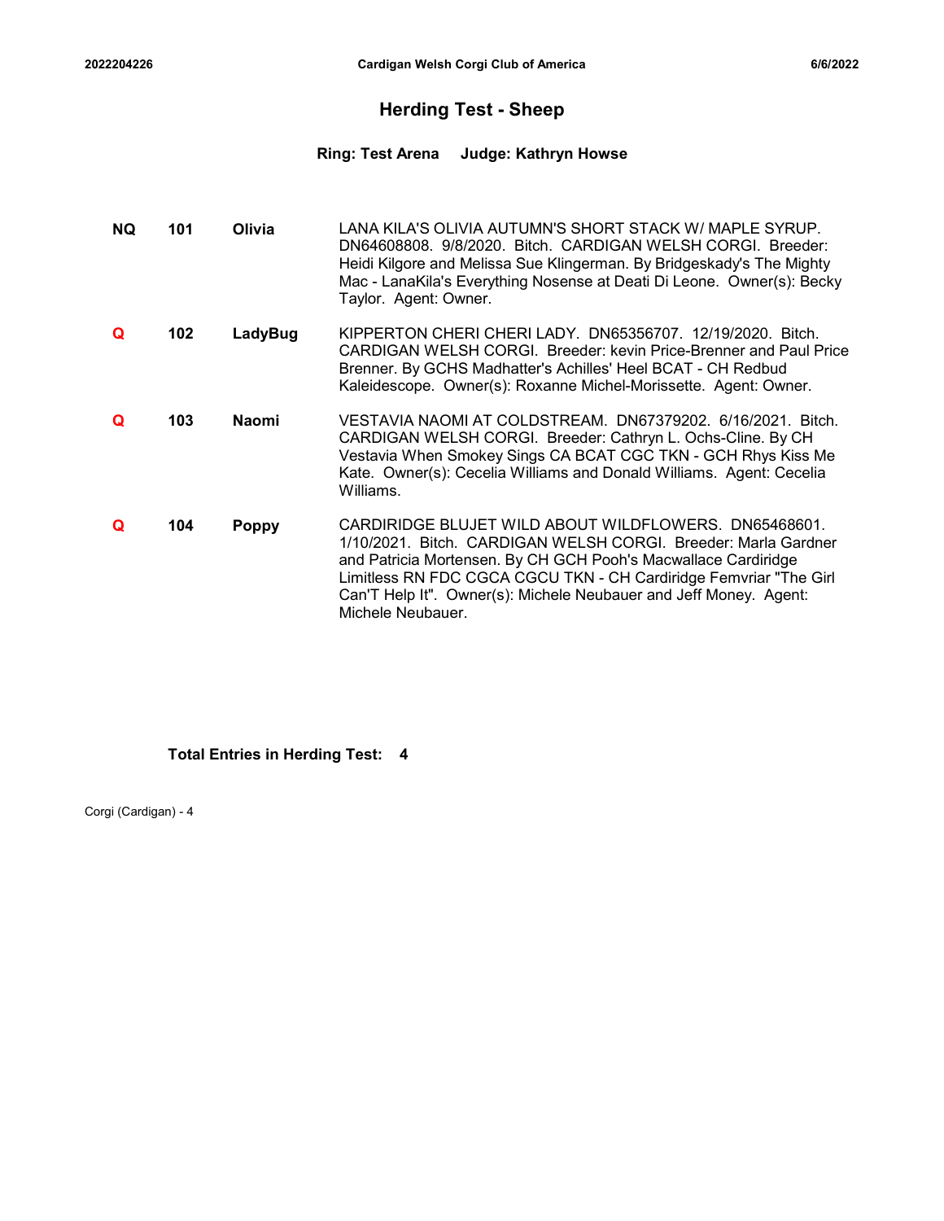# Herding Test - Sheep

**Ring: Test Arena     Judge: Kathryn Howse**

| | | | |
|---|---|---|---|
| **NQ** | **101** | **Olivia** | LANA KILA'S OLIVIA AUTUMN'S SHORT STACK W/ MAPLE SYRUP. DN64608808. 9/8/2020. Bitch. CARDIGAN WELSH CORGI. Breeder: Heidi Kilgore and Melissa Sue Klingerman. By Bridgeskady's The Mighty Mac - LanaKila's Everything Nosense at Deati Di Leone. Owner(s): Becky Taylor. Agent: Owner. |
| **Q** | **102** | **LadyBug** | KIPPERTON CHERI CHERI LADY. DN65356707. 12/19/2020. Bitch. CARDIGAN WELSH CORGI. Breeder: kevin Price-Brenner and Paul Price Brenner. By GCHS Madhatter's Achilles' Heel BCAT - CH Redbud Kaleidescope. Owner(s): Roxanne Michel-Morissette. Agent: Owner. |
| **Q** | **103** | **Naomi** | VESTAVIA NAOMI AT COLDSTREAM. DN67379202. 6/16/2021. Bitch. CARDIGAN WELSH CORGI. Breeder: Cathryn L. Ochs-Cline. By CH Vestavia When Smokey Sings CA BCAT CGC TKN - GCH Rhys Kiss Me Kate. Owner(s): Cecelia Williams and Donald Williams. Agent: Cecelia Williams. |
| **Q** | **104** | **Poppy** | CARDIRIDGE BLUJET WILD ABOUT WILDFLOWERS. DN65468601. 1/10/2021. Bitch. CARDIGAN WELSH CORGI. Breeder: Marla Gardner and Patricia Mortensen. By CH GCH Pooh's Macwallace Cardiridge Limitless RN FDC CGCA CGCU TKN - CH Cardiridge Femvriar "The Girl Can'T Help It". Owner(s): Michele Neubauer and Jeff Money. Agent: Michele Neubauer. |

**Total Entries in Herding Test: 4**

Corgi (Cardigan) - 4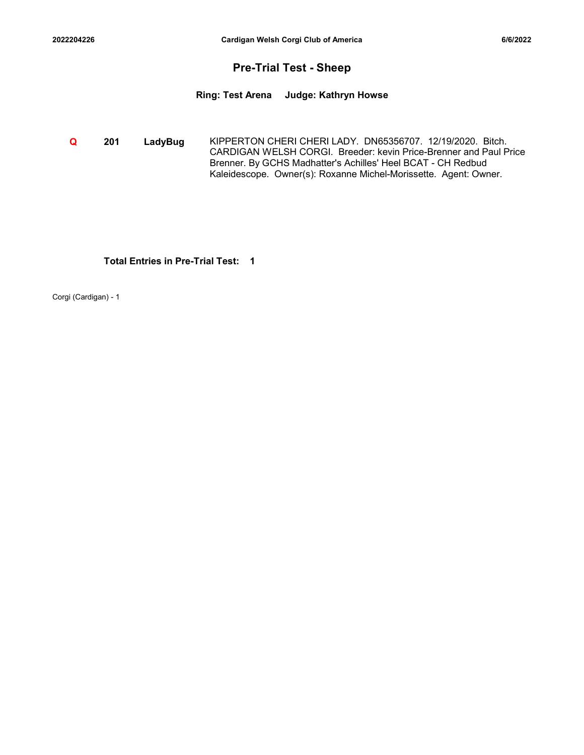# Pre-Trial Test - Sheep

**Ring: Test Arena Judge: Kathryn Howse**

| | | | |
|---|---|---|---|
| Q | **201** | **LadyBug** | KIPPERTON CHERI CHERI LADY. DN65356707. 12/19/2020. Bitch. CARDIGAN WELSH CORGI. Breeder: kevin Price-Brenner and Paul Price Brenner. By GCHS Madhatter's Achilles' Heel BCAT - CH Redbud Kaleidescope. Owner(s): Roxanne Michel-Morissette. Agent: Owner. |

**Total Entries in Pre-Trial Test: 1**

Corgi (Cardigan) - 1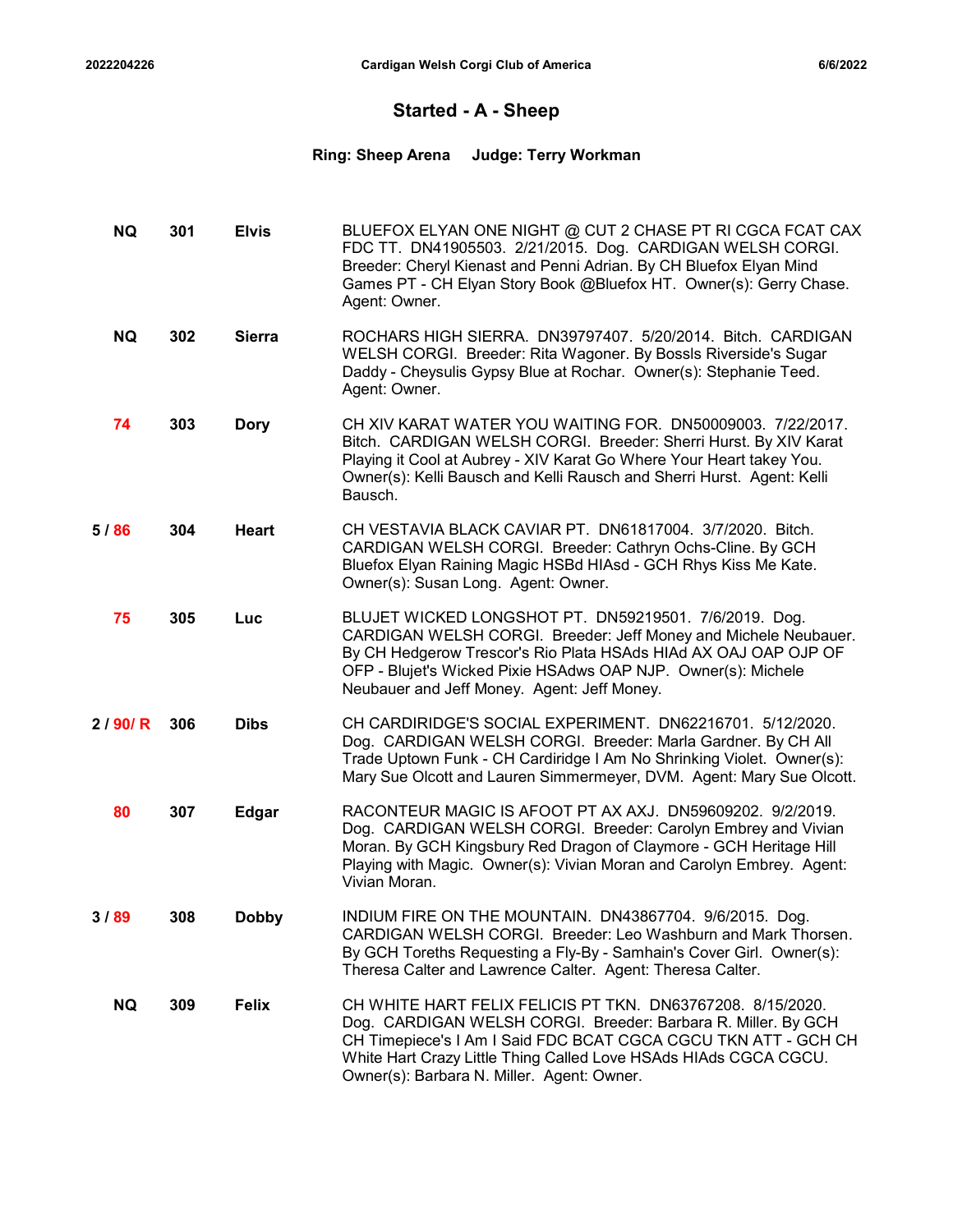## Started - A - Sheep

**Ring: Sheep Arena    Judge: Terry Workman**

| Result | Armband | Call Name | Entry |
|---|---|---|---|
| NQ | 301 | **Elvis** | BLUEFOX ELYAN ONE NIGHT @ CUT 2 CHASE PT RI CGCA FCAT CAX FDC TT. DN41905503. 2/21/2015. Dog. CARDIGAN WELSH CORGI. Breeder: Cheryl Kienast and Penni Adrian. By CH Bluefox Elyan Mind Games PT - CH Elyan Story Book @Bluefox HT. Owner(s): Gerry Chase. Agent: Owner. |
| NQ | 302 | **Sierra** | ROCHARS HIGH SIERRA. DN39797407. 5/20/2014. Bitch. CARDIGAN WELSH CORGI. Breeder: Rita Wagoner. By Bossls Riverside's Sugar Daddy - Cheysulis Gypsy Blue at Rochar. Owner(s): Stephanie Teed. Agent: Owner. |
| 74 | 303 | **Dory** | CH XIV KARAT WATER YOU WAITING FOR. DN50009003. 7/22/2017. Bitch. CARDIGAN WELSH CORGI. Breeder: Sherri Hurst. By XIV Karat Playing it Cool at Aubrey - XIV Karat Go Where Your Heart takey You. Owner(s): Kelli Bausch and Kelli Rausch and Sherri Hurst. Agent: Kelli Bausch. |
| 5 / 86 | 304 | **Heart** | CH VESTAVIA BLACK CAVIAR PT. DN61817004. 3/7/2020. Bitch. CARDIGAN WELSH CORGI. Breeder: Cathryn Ochs-Cline. By GCH Bluefox Elyan Raining Magic HSBd HIAsd - GCH Rhys Kiss Me Kate. Owner(s): Susan Long. Agent: Owner. |
| 75 | 305 | **Luc** | BLUJET WICKED LONGSHOT PT. DN59219501. 7/6/2019. Dog. CARDIGAN WELSH CORGI. Breeder: Jeff Money and Michele Neubauer. By CH Hedgerow Trescor's Rio Plata HSAds HIAd AX OAJ OAP OJP OF OFP - Blujet's Wicked Pixie HSAdws OAP NJP. Owner(s): Michele Neubauer and Jeff Money. Agent: Jeff Money. |
| 2 / 90/ R | 306 | **Dibs** | CH CARDIRIDGE'S SOCIAL EXPERIMENT. DN62216701. 5/12/2020. Dog. CARDIGAN WELSH CORGI. Breeder: Marla Gardner. By CH All Trade Uptown Funk - CH Cardiridge I Am No Shrinking Violet. Owner(s): Mary Sue Olcott and Lauren Simmermeyer, DVM. Agent: Mary Sue Olcott. |
| 80 | 307 | **Edgar** | RACONTEUR MAGIC IS AFOOT PT AX AXJ. DN59609202. 9/2/2019. Dog. CARDIGAN WELSH CORGI. Breeder: Carolyn Embrey and Vivian Moran. By GCH Kingsbury Red Dragon of Claymore - GCH Heritage Hill Playing with Magic. Owner(s): Vivian Moran and Carolyn Embrey. Agent: Vivian Moran. |
| 3 / 89 | 308 | **Dobby** | INDIUM FIRE ON THE MOUNTAIN. DN43867704. 9/6/2015. Dog. CARDIGAN WELSH CORGI. Breeder: Leo Washburn and Mark Thorsen. By GCH Toreths Requesting a Fly-By - Samhain's Cover Girl. Owner(s): Theresa Calter and Lawrence Calter. Agent: Theresa Calter. |
| NQ | 309 | **Felix** | CH WHITE HART FELIX FELICIS PT TKN. DN63767208. 8/15/2020. Dog. CARDIGAN WELSH CORGI. Breeder: Barbara R. Miller. By GCH CH Timepiece's I Am I Said FDC BCAT CGCA CGCU TKN ATT - GCH CH White Hart Crazy Little Thing Called Love HSAds HIAds CGCA CGCU. Owner(s): Barbara N. Miller. Agent: Owner. |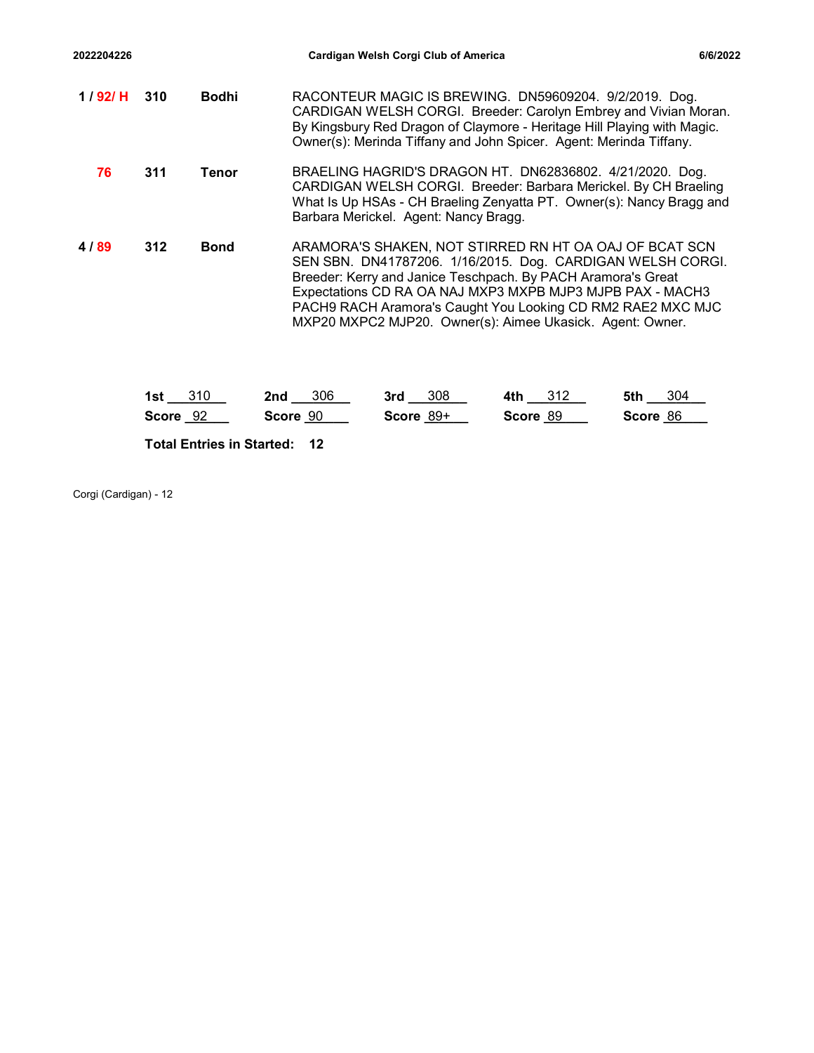| Placement/Score | Armband | Call Name | Details |
|---|---|---|---|
| 1 / 92/ H | 310 | Bodhi | RACONTEUR MAGIC IS BREWING. DN59609204. 9/2/2019. Dog. CARDIGAN WELSH CORGI. Breeder: Carolyn Embrey and Vivian Moran. By Kingsbury Red Dragon of Claymore - Heritage Hill Playing with Magic. Owner(s): Merinda Tiffany and John Spicer. Agent: Merinda Tiffany. |
| 76 | 311 | Tenor | BRAELING HAGRID'S DRAGON HT. DN62836802. 4/21/2020. Dog. CARDIGAN WELSH CORGI. Breeder: Barbara Merickel. By CH Braeling What Is Up HSAs - CH Braeling Zenyatta PT. Owner(s): Nancy Bragg and Barbara Merickel. Agent: Nancy Bragg. |
| 4 / 89 | 312 | Bond | ARAMORA'S SHAKEN, NOT STIRRED RN HT OA OAJ OF BCAT SCN SEN SBN. DN41787206. 1/16/2015. Dog. CARDIGAN WELSH CORGI. Breeder: Kerry and Janice Teschpach. By PACH Aramora's Great Expectations CD RA OA NAJ MXP3 MXPB MJP3 MJPB PAX - MACH3 PACH9 RACH Aramora's Caught You Looking CD RM2 RAE2 MXC MJC MXP20 MXPC2 MJP20. Owner(s): Aimee Ukasick. Agent: Owner. |

| 1st | 2nd | 3rd | 4th | 5th |
|---|---|---|---|---|
| 310 | 306 | 308 | 312 | 304 |
| Score 92 | Score 90 | Score 89+ | Score 89 | Score 86 |

**Total Entries in Started: 12**

Corgi (Cardigan) - 12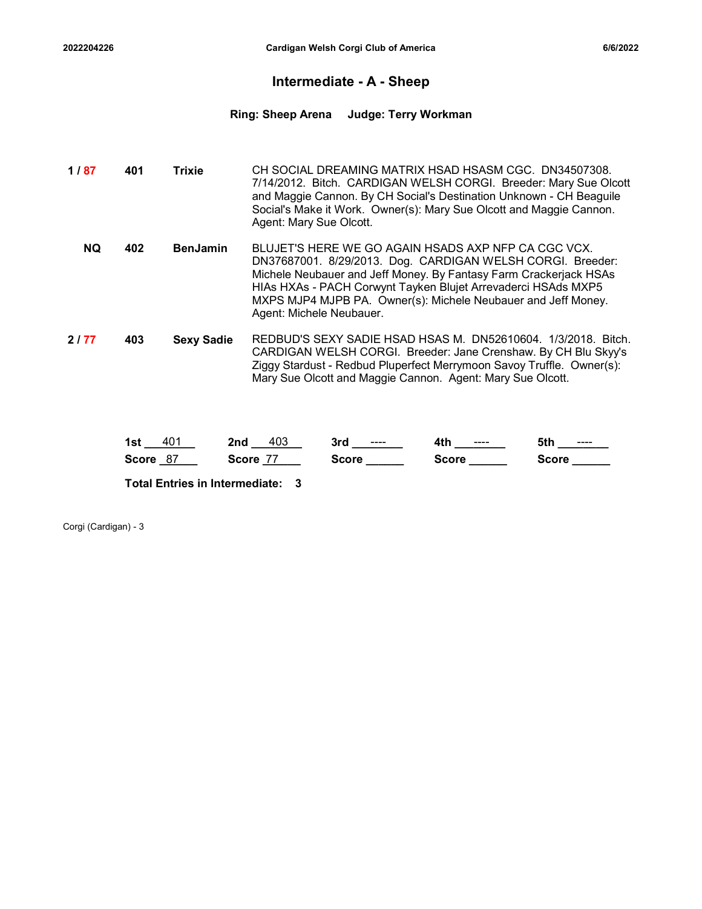## Intermediate - A - Sheep

**Ring: Sheep Arena     Judge: Terry Workman**

| Placement | No. | Call Name | Details |
|---|---|---|---|
| **1 / 87** | **401** | **Trixie** | CH SOCIAL DREAMING MATRIX HSAD HSASM CGC. DN34507308. 7/14/2012. Bitch. CARDIGAN WELSH CORGI. Breeder: Mary Sue Olcott and Maggie Cannon. By CH Social's Destination Unknown - CH Beaguile Social's Make it Work. Owner(s): Mary Sue Olcott and Maggie Cannon. Agent: Mary Sue Olcott. |
| **NQ** | **402** | **BenJamin** | BLUJET'S HERE WE GO AGAIN HSADS AXP NFP CA CGC VCX. DN37687001. 8/29/2013. Dog. CARDIGAN WELSH CORGI. Breeder: Michele Neubauer and Jeff Money. By Fantasy Farm Crackerjack HSAs HIAs HXAs - PACH Corwynt Tayken Blujet Arrevaderci HSAds MXP5 MXPS MJP4 MJPB PA. Owner(s): Michele Neubauer and Jeff Money. Agent: Michele Neubauer. |
| **2 / 77** | **403** | **Sexy Sadie** | REDBUD'S SEXY SADIE HSAD HSAS M. DN52610604. 1/3/2018. Bitch. CARDIGAN WELSH CORGI. Breeder: Jane Crenshaw. By CH Blu Skyy's Ziggy Stardust - Redbud Pluperfect Merrymoon Savoy Truffle. Owner(s): Mary Sue Olcott and Maggie Cannon. Agent: Mary Sue Olcott. |

| 1st 401 | 2nd 403 | 3rd ---- | 4th ---- | 5th ---- |
|---|---|---|---|---|
| Score 87 | Score 77 | Score | Score | Score |

**Total Entries in Intermediate: 3**

Corgi (Cardigan) - 3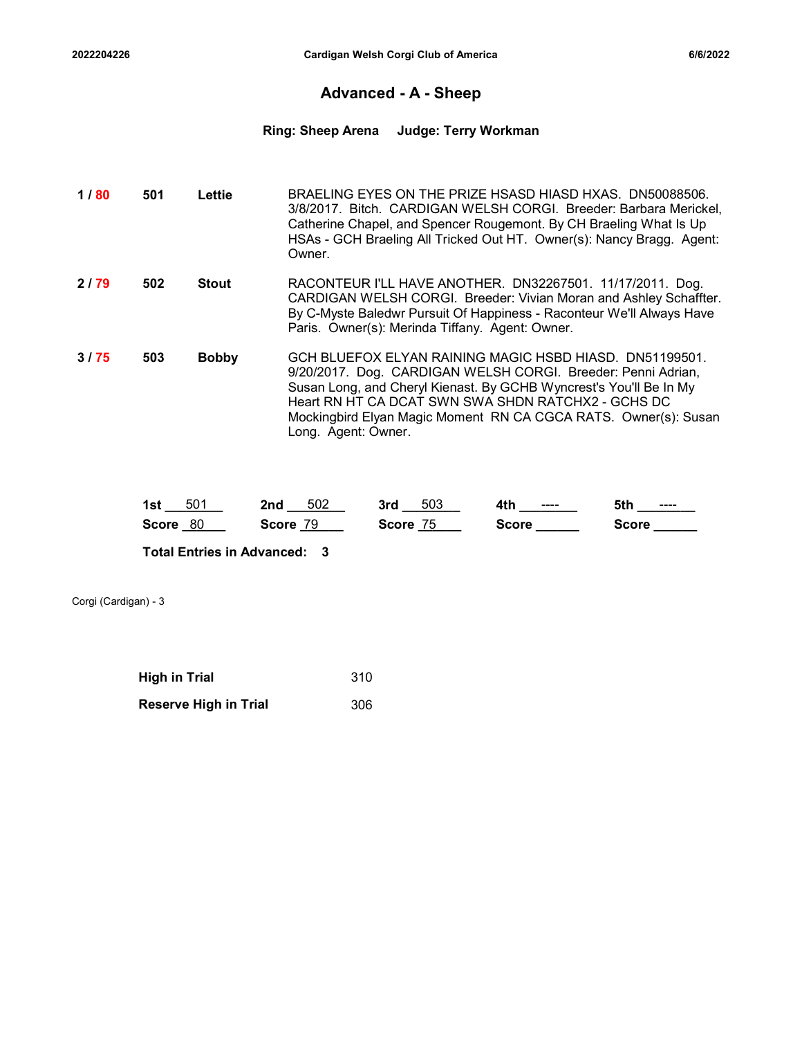# Advanced - A - Sheep

**Ring: Sheep Arena     Judge: Terry Workman**

| | | | |
|---|---|---|---|
| **1 / 80** | **501** | **Lettie** | BRAELING EYES ON THE PRIZE HSASD HIASD HXAS. DN50088506. 3/8/2017. Bitch. CARDIGAN WELSH CORGI. Breeder: Barbara Merickel, Catherine Chapel, and Spencer Rougemont. By CH Braeling What Is Up HSAs - GCH Braeling All Tricked Out HT. Owner(s): Nancy Bragg. Agent: Owner. |
| **2 / 79** | **502** | **Stout** | RACONTEUR I'LL HAVE ANOTHER. DN32267501. 11/17/2011. Dog. CARDIGAN WELSH CORGI. Breeder: Vivian Moran and Ashley Schaffter. By C-Myste Baledwr Pursuit Of Happiness - Raconteur We'll Always Have Paris. Owner(s): Merinda Tiffany. Agent: Owner. |
| **3 / 75** | **503** | **Bobby** | GCH BLUEFOX ELYAN RAINING MAGIC HSBD HIASD. DN51199501. 9/20/2017. Dog. CARDIGAN WELSH CORGI. Breeder: Penni Adrian, Susan Long, and Cheryl Kienast. By GCHB Wyncrest's You'll Be In My Heart RN HT CA DCAT SWN SWA SHDN RATCHX2 - GCHS DC Mockingbird Elyan Magic Moment RN CA CGCA RATS. Owner(s): Susan Long. Agent: Owner. |

| 1st 501 | 2nd 502 | 3rd 503 | 4th ---- | 5th ---- |
|---|---|---|---|---|
| Score 80 | Score 79 | Score 75 | Score | Score |

**Total Entries in Advanced: 3**

Corgi (Cardigan) - 3

| | |
|---|---|
| **High in Trial** | 310 |
| **Reserve High in Trial** | 306 |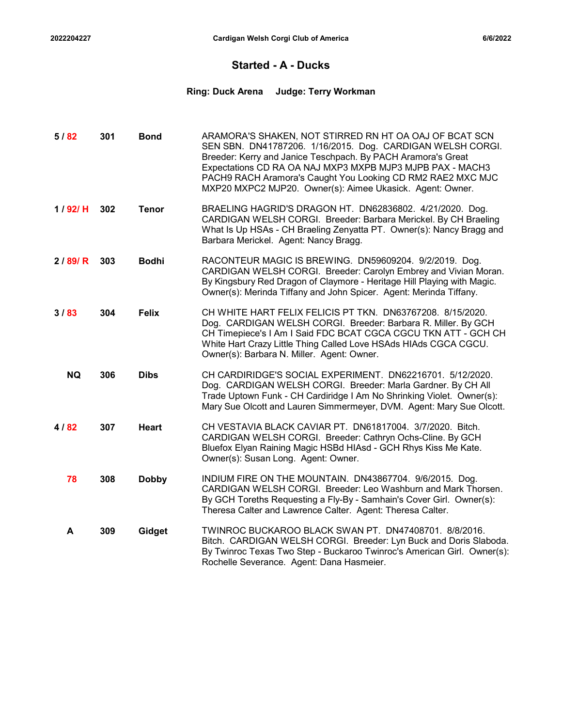## Started - A - Ducks

**Ring: Duck Arena     Judge: Terry Workman**

| Placement/Score | Armband | Call Name | Dog |
|---|---|---|---|
| 5 / 82 | 301 | **Bond** | ARAMORA'S SHAKEN, NOT STIRRED RN HT OA OAJ OF BCAT SCN SEN SBN. DN41787206. 1/16/2015. Dog. CARDIGAN WELSH CORGI. Breeder: Kerry and Janice Teschpach. By PACH Aramora's Great Expectations CD RA OA NAJ MXP3 MXPB MJP3 MJPB PAX - MACH3 PACH9 RACH Aramora's Caught You Looking CD RM2 RAE2 MXC MJC MXP20 MXPC2 MJP20. Owner(s): Aimee Ukasick. Agent: Owner. |
| 1 / 92/ H | 302 | **Tenor** | BRAELING HAGRID'S DRAGON HT. DN62836802. 4/21/2020. Dog. CARDIGAN WELSH CORGI. Breeder: Barbara Merickel. By CH Braeling What Is Up HSAs - CH Braeling Zenyatta PT. Owner(s): Nancy Bragg and Barbara Merickel. Agent: Nancy Bragg. |
| 2 / 89/ R | 303 | **Bodhi** | RACONTEUR MAGIC IS BREWING. DN59609204. 9/2/2019. Dog. CARDIGAN WELSH CORGI. Breeder: Carolyn Embrey and Vivian Moran. By Kingsbury Red Dragon of Claymore - Heritage Hill Playing with Magic. Owner(s): Merinda Tiffany and John Spicer. Agent: Merinda Tiffany. |
| 3 / 83 | 304 | **Felix** | CH WHITE HART FELIX FELICIS PT TKN. DN63767208. 8/15/2020. Dog. CARDIGAN WELSH CORGI. Breeder: Barbara R. Miller. By GCH CH Timepiece's I Am I Said FDC BCAT CGCA CGCU TKN ATT - GCH CH White Hart Crazy Little Thing Called Love HSAds HIAds CGCA CGCU. Owner(s): Barbara N. Miller. Agent: Owner. |
| NQ | 306 | **Dibs** | CH CARDIRIDGE'S SOCIAL EXPERIMENT. DN62216701. 5/12/2020. Dog. CARDIGAN WELSH CORGI. Breeder: Marla Gardner. By CH All Trade Uptown Funk - CH Cardiridge I Am No Shrinking Violet. Owner(s): Mary Sue Olcott and Lauren Simmermeyer, DVM. Agent: Mary Sue Olcott. |
| 4 / 82 | 307 | **Heart** | CH VESTAVIA BLACK CAVIAR PT. DN61817004. 3/7/2020. Bitch. CARDIGAN WELSH CORGI. Breeder: Cathryn Ochs-Cline. By GCH Bluefox Elyan Raining Magic HSBd HIAsd - GCH Rhys Kiss Me Kate. Owner(s): Susan Long. Agent: Owner. |
| 78 | 308 | **Dobby** | INDIUM FIRE ON THE MOUNTAIN. DN43867704. 9/6/2015. Dog. CARDIGAN WELSH CORGI. Breeder: Leo Washburn and Mark Thorsen. By GCH Toreths Requesting a Fly-By - Samhain's Cover Girl. Owner(s): Theresa Calter and Lawrence Calter. Agent: Theresa Calter. |
| A | 309 | **Gidget** | TWINROC BUCKAROO BLACK SWAN PT. DN47408701. 8/8/2016. Bitch. CARDIGAN WELSH CORGI. Breeder: Lyn Buck and Doris Slaboda. By Twinroc Texas Two Step - Buckaroo Twinroc's American Girl. Owner(s): Rochelle Severance. Agent: Dana Hasmeier. |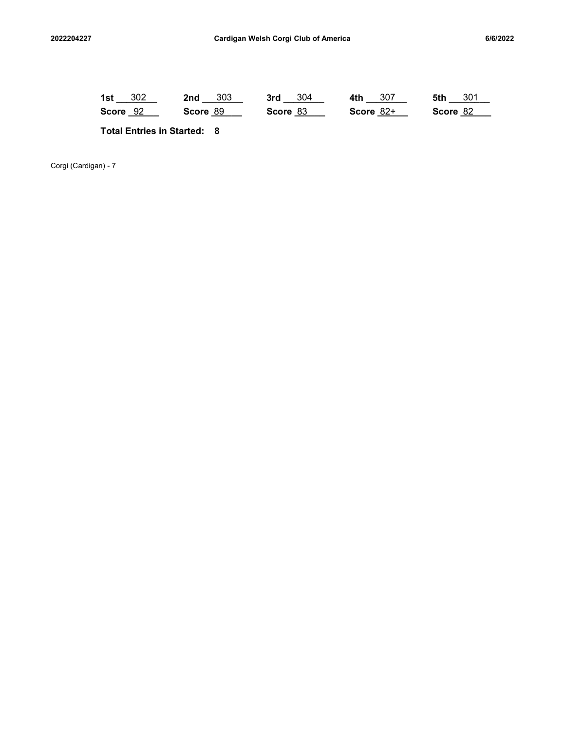| 1st 302 | 2nd 303 | 3rd 304 | 4th 307 | 5th 301 |
|---|---|---|---|---|
| Score 92 | Score 89 | Score 83 | Score 82+ | Score 82 |

**Total Entries in Started: 8**

Corgi (Cardigan) - 7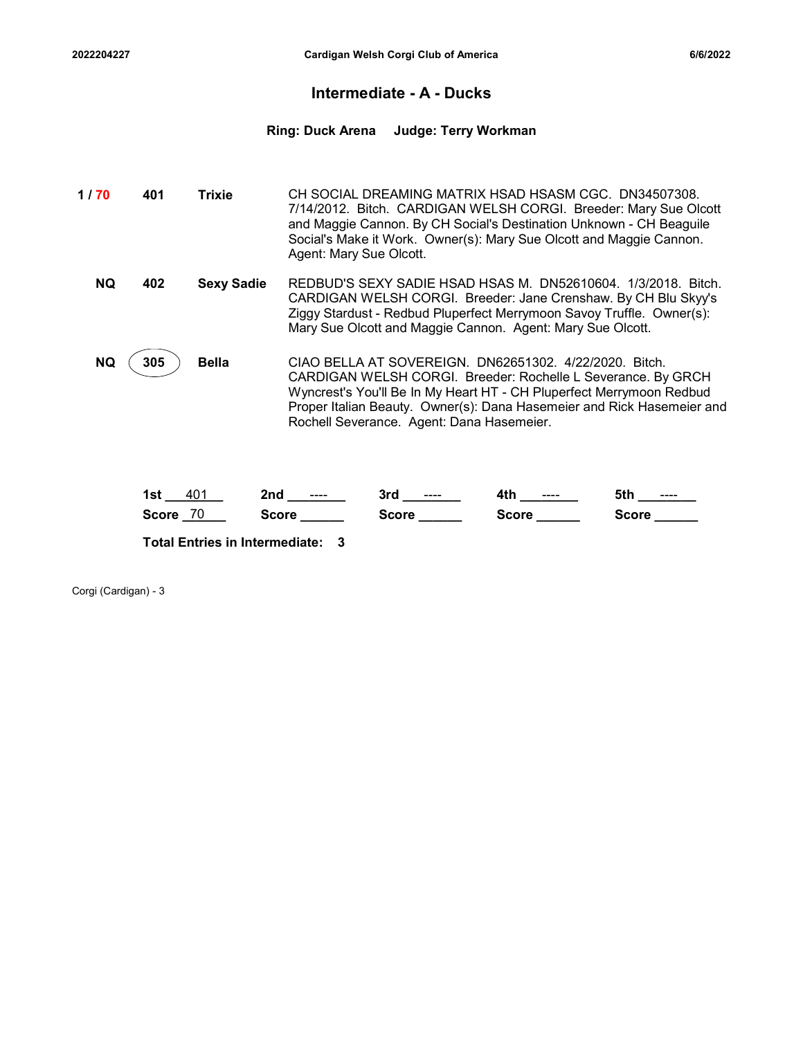## Intermediate - A - Ducks

**Ring: Duck Arena     Judge: Terry Workman**

| Placement | Armband | Call Name | Details |
|---|---|---|---|
| 1 / 70 | 401 | **Trixie** | CH SOCIAL DREAMING MATRIX HSAD HSASM CGC. DN34507308. 7/14/2012. Bitch. CARDIGAN WELSH CORGI. Breeder: Mary Sue Olcott and Maggie Cannon. By CH Social's Destination Unknown - CH Beaguile Social's Make it Work. Owner(s): Mary Sue Olcott and Maggie Cannon. Agent: Mary Sue Olcott. |
| NQ | 402 | **Sexy Sadie** | REDBUD'S SEXY SADIE HSAD HSAS M. DN52610604. 1/3/2018. Bitch. CARDIGAN WELSH CORGI. Breeder: Jane Crenshaw. By CH Blu Skyy's Ziggy Stardust - Redbud Pluperfect Merrymoon Savoy Truffle. Owner(s): Mary Sue Olcott and Maggie Cannon. Agent: Mary Sue Olcott. |
| NQ | 305 | **Bella** | CIAO BELLA AT SOVEREIGN. DN62651302. 4/22/2020. Bitch. CARDIGAN WELSH CORGI. Breeder: Rochelle L Severance. By GRCH Wyncrest's You'll Be In My Heart HT - CH Pluperfect Merrymoon Redbud Proper Italian Beauty. Owner(s): Dana Hasemeier and Rick Hasemeier and Rochell Severance. Agent: Dana Hasemeier. |

| 1st | 2nd | 3rd | 4th | 5th |
|---|---|---|---|---|
| 401 | ---- | ---- | ---- | ---- |
| Score 70 | Score | Score | Score | Score |

**Total Entries in Intermediate: 3**

Corgi (Cardigan) - 3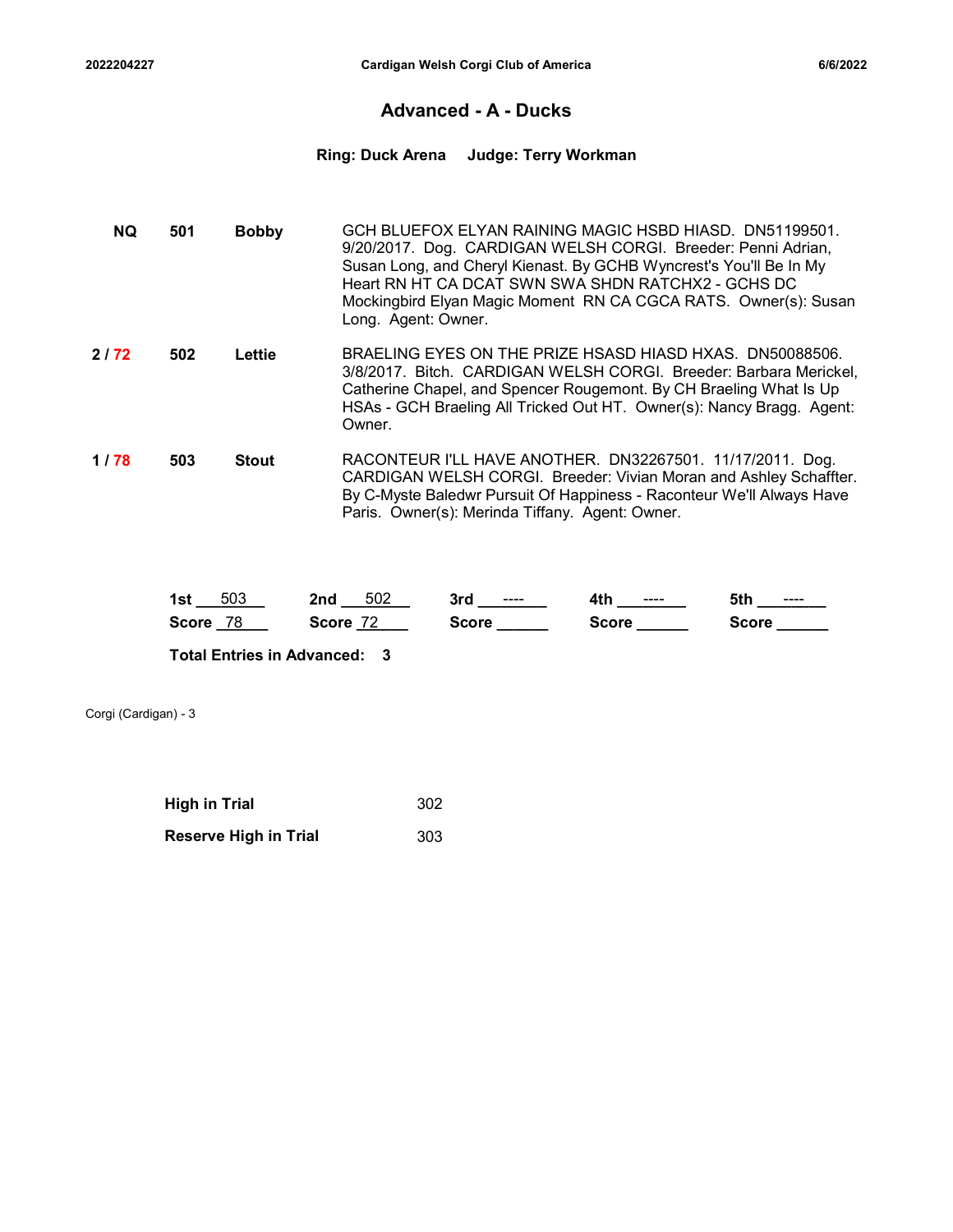## Advanced - A - Ducks

**Ring: Duck Arena Judge: Terry Workman**

| | | | |
|---|---|---|---|
| **NQ** | **501** | **Bobby** | GCH BLUEFOX ELYAN RAINING MAGIC HSBD HIASD. DN51199501. 9/20/2017. Dog. CARDIGAN WELSH CORGI. Breeder: Penni Adrian, Susan Long, and Cheryl Kienast. By GCHB Wyncrest's You'll Be In My Heart RN HT CA DCAT SWN SWA SHDN RATCHX2 - GCHS DC Mockingbird Elyan Magic Moment RN CA CGCA RATS. Owner(s): Susan Long. Agent: Owner. |
| **2 / 72** | **502** | **Lettie** | BRAELING EYES ON THE PRIZE HSASD HIASD HXAS. DN50088506. 3/8/2017. Bitch. CARDIGAN WELSH CORGI. Breeder: Barbara Merickel, Catherine Chapel, and Spencer Rougemont. By CH Braeling What Is Up HSAs - GCH Braeling All Tricked Out HT. Owner(s): Nancy Bragg. Agent: Owner. |
| **1 / 78** | **503** | **Stout** | RACONTEUR I'LL HAVE ANOTHER. DN32267501. 11/17/2011. Dog. CARDIGAN WELSH CORGI. Breeder: Vivian Moran and Ashley Schaffter. By C-Myste Baledwr Pursuit Of Happiness - Raconteur We'll Always Have Paris. Owner(s): Merinda Tiffany. Agent: Owner. |

| 1st | 2nd | 3rd | 4th | 5th |
|---|---|---|---|---|
| 503 | 502 | ---- | ---- | ---- |
| Score 78 | Score 72 | Score | Score | Score |

**Total Entries in Advanced: 3**

Corgi (Cardigan) - 3

| | |
|---|---|
| **High in Trial** | 302 |
| **Reserve High in Trial** | 303 |